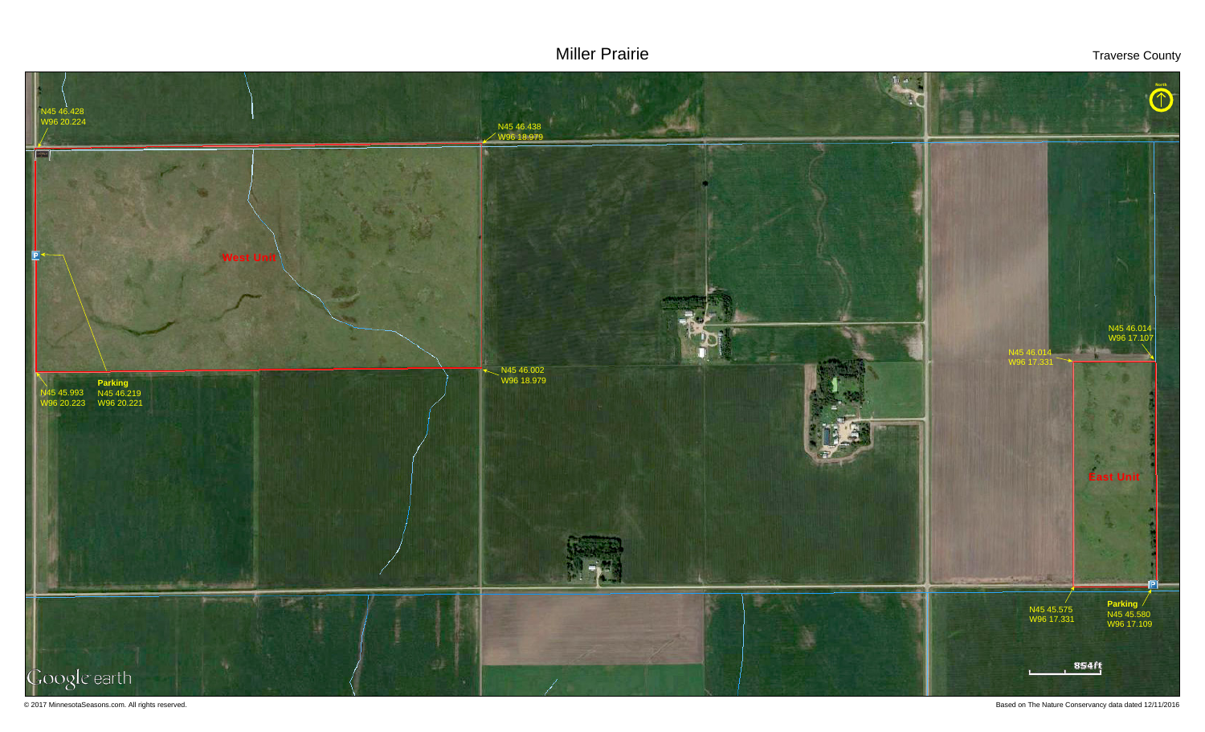# Miller Prairie

Traverse County

North

N45 46.428
W96 20.224

N45 46.438
W96 18.979

West Unit

P

N45 45.993
W96 20.223

**Parking**
N45 46.219
W96 20.221

N45 46.002
W96 18.979

N45 46.014
W96 17.107

N45 46.014
W96 17.331

East Unit

P

N45 45.575
W96 17.331

**Parking**
N45 45.580
W96 17.109

854ft

Google earth

© 2017 MinnesotaSeasons.com. All rights reserved.

Based on The Nature Conservancy data dated 12/11/2016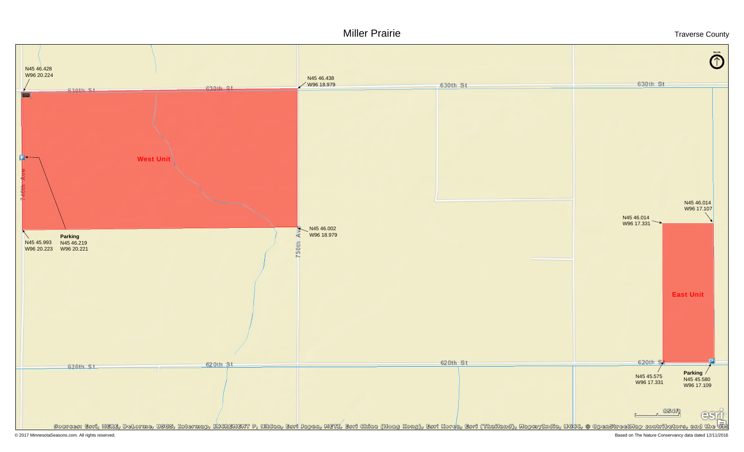# Miller Prairie

Traverse County

West Unit

East Unit

N45 46.428
W96 20.224

N45 46.438
W96 18.979

N45 46.002
W96 18.979

N45 45.993
W96 20.223

**Parking**
N45 46.219
W96 20.221

N45 46.014
W96 17.331

N45 46.014
W96 17.107

N45 45.575
W96 17.331

**Parking**
N45 45.580
W96 17.109

630th St

620th St

740th Ave

750th Ave

North

854ft

Sources: Esri, HERE, DeLorme, USGS, Intermap, INCREMENT P, NRCan, Esri Japan, METI, Esri China (Hong Kong), Esri Korea, Esri (Thailand), MapmyIndia, NGCC, © OpenStreetMap contributors, and the GIS

© 2017 MinnesotaSeasons.com. All rights reserved.

Based on The Nature Conservancy data dated 12/11/2016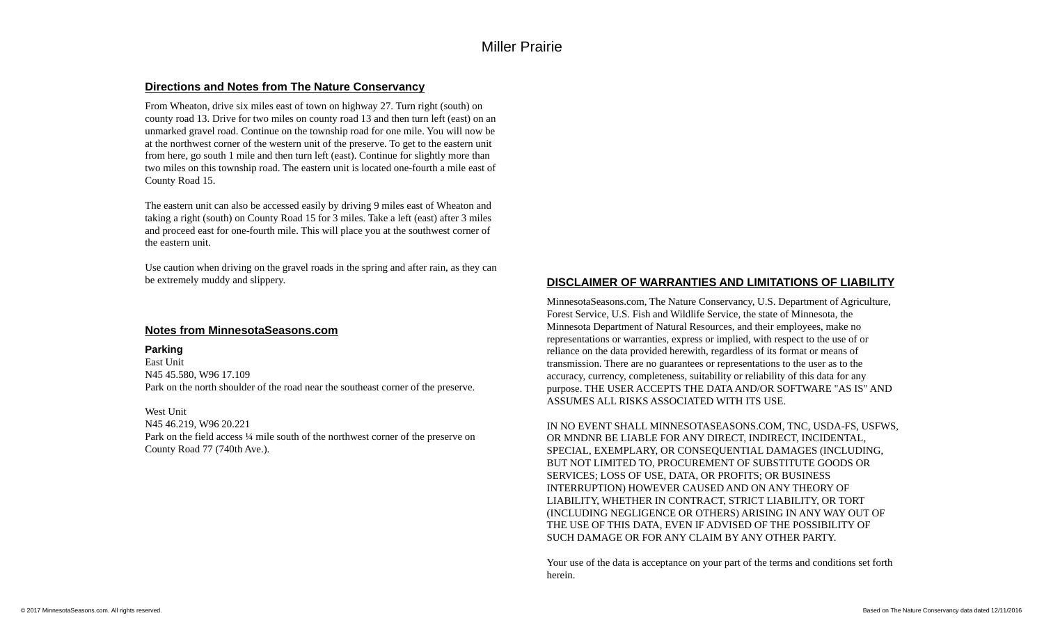# Miller Prairie

## Directions and Notes from The Nature Conservancy

From Wheaton, drive six miles east of town on highway 27. Turn right (south) on county road 13. Drive for two miles on county road 13 and then turn left (east) on an unmarked gravel road. Continue on the township road for one mile. You will now be at the northwest corner of the western unit of the preserve. To get to the eastern unit from here, go south 1 mile and then turn left (east). Continue for slightly more than two miles on this township road. The eastern unit is located one-fourth a mile east of County Road 15.

The eastern unit can also be accessed easily by driving 9 miles east of Wheaton and taking a right (south) on County Road 15 for 3 miles. Take a left (east) after 3 miles and proceed east for one-fourth mile. This will place you at the southwest corner of the eastern unit.

Use caution when driving on the gravel roads in the spring and after rain, as they can be extremely muddy and slippery.

## Notes from MinnesotaSeasons.com

**Parking**

East Unit
N45 45.580, W96 17.109
Park on the north shoulder of the road near the southeast corner of the preserve.

West Unit
N45 46.219, W96 20.221
Park on the field access ¼ mile south of the northwest corner of the preserve on County Road 77 (740th Ave.).

## DISCLAIMER OF WARRANTIES AND LIMITATIONS OF LIABILITY

MinnesotaSeasons.com, The Nature Conservancy, U.S. Department of Agriculture, Forest Service, U.S. Fish and Wildlife Service, the state of Minnesota, the Minnesota Department of Natural Resources, and their employees, make no representations or warranties, express or implied, with respect to the use of or reliance on the data provided herewith, regardless of its format or means of transmission. There are no guarantees or representations to the user as to the accuracy, currency, completeness, suitability or reliability of this data for any purpose. THE USER ACCEPTS THE DATA AND/OR SOFTWARE "AS IS" AND ASSUMES ALL RISKS ASSOCIATED WITH ITS USE.

IN NO EVENT SHALL MINNESOTASEASONS.COM, TNC, USDA-FS, USFWS, OR MNDNR BE LIABLE FOR ANY DIRECT, INDIRECT, INCIDENTAL, SPECIAL, EXEMPLARY, OR CONSEQUENTIAL DAMAGES (INCLUDING, BUT NOT LIMITED TO, PROCUREMENT OF SUBSTITUTE GOODS OR SERVICES; LOSS OF USE, DATA, OR PROFITS; OR BUSINESS INTERRUPTION) HOWEVER CAUSED AND ON ANY THEORY OF LIABILITY, WHETHER IN CONTRACT, STRICT LIABILITY, OR TORT (INCLUDING NEGLIGENCE OR OTHERS) ARISING IN ANY WAY OUT OF THE USE OF THIS DATA, EVEN IF ADVISED OF THE POSSIBILITY OF SUCH DAMAGE OR FOR ANY CLAIM BY ANY OTHER PARTY.

Your use of the data is acceptance on your part of the terms and conditions set forth herein.

© 2017 MinnesotaSeasons.com. All rights reserved.

Based on The Nature Conservancy data dated 12/11/2016